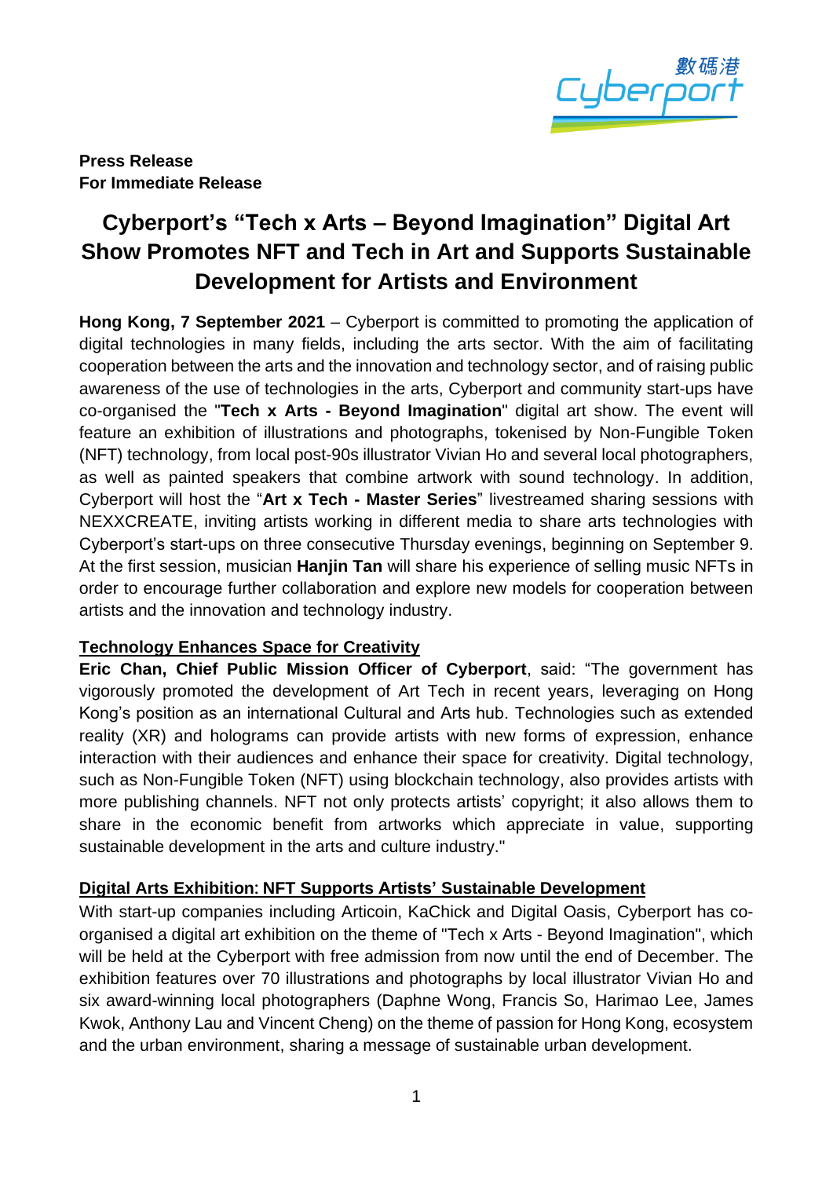**Press Release**
**For Immediate Release**

# Cyberport's "Tech x Arts – Beyond Imagination" Digital Art Show Promotes NFT and Tech in Art and Supports Sustainable Development for Artists and Environment

**Hong Kong, 7 September 2021** – Cyberport is committed to promoting the application of digital technologies in many fields, including the arts sector. With the aim of facilitating cooperation between the arts and the innovation and technology sector, and of raising public awareness of the use of technologies in the arts, Cyberport and community start-ups have co-organised the "**Tech x Arts - Beyond Imagination**" digital art show. The event will feature an exhibition of illustrations and photographs, tokenised by Non-Fungible Token (NFT) technology, from local post-90s illustrator Vivian Ho and several local photographers, as well as painted speakers that combine artwork with sound technology. In addition, Cyberport will host the "**Art x Tech - Master Series**" livestreamed sharing sessions with NEXXCREATE, inviting artists working in different media to share arts technologies with Cyberport's start-ups on three consecutive Thursday evenings, beginning on September 9. At the first session, musician **Hanjin Tan** will share his experience of selling music NFTs in order to encourage further collaboration and explore new models for cooperation between artists and the innovation and technology industry.

## Technology Enhances Space for Creativity

**Eric Chan, Chief Public Mission Officer of Cyberport**, said: "The government has vigorously promoted the development of Art Tech in recent years, leveraging on Hong Kong's position as an international Cultural and Arts hub. Technologies such as extended reality (XR) and holograms can provide artists with new forms of expression, enhance interaction with their audiences and enhance their space for creativity. Digital technology, such as Non-Fungible Token (NFT) using blockchain technology, also provides artists with more publishing channels. NFT not only protects artists' copyright; it also allows them to share in the economic benefit from artworks which appreciate in value, supporting sustainable development in the arts and culture industry."

## Digital Arts Exhibition: NFT Supports Artists' Sustainable Development

With start-up companies including Articoin, KaChick and Digital Oasis, Cyberport has co-organised a digital art exhibition on the theme of "Tech x Arts - Beyond Imagination", which will be held at the Cyberport with free admission from now until the end of December. The exhibition features over 70 illustrations and photographs by local illustrator Vivian Ho and six award-winning local photographers (Daphne Wong, Francis So, Harimao Lee, James Kwok, Anthony Lau and Vincent Cheng) on the theme of passion for Hong Kong, ecosystem and the urban environment, sharing a message of sustainable urban development.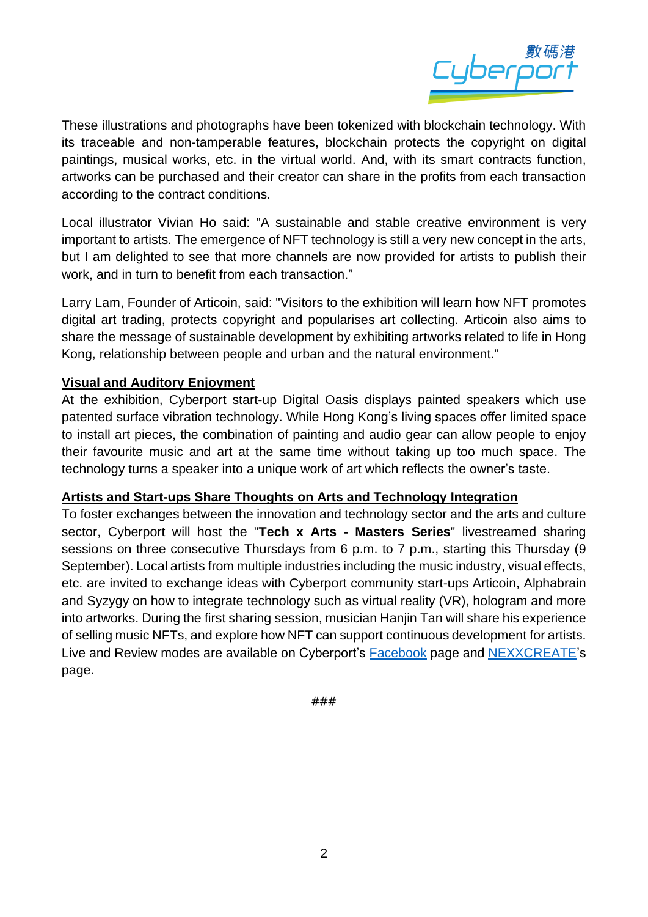These illustrations and photographs have been tokenized with blockchain technology. With its traceable and non-tamperable features, blockchain protects the copyright on digital paintings, musical works, etc. in the virtual world. And, with its smart contracts function, artworks can be purchased and their creator can share in the profits from each transaction according to the contract conditions.

Local illustrator Vivian Ho said: "A sustainable and stable creative environment is very important to artists. The emergence of NFT technology is still a very new concept in the arts, but I am delighted to see that more channels are now provided for artists to publish their work, and in turn to benefit from each transaction."

Larry Lam, Founder of Articoin, said: "Visitors to the exhibition will learn how NFT promotes digital art trading, protects copyright and popularises art collecting. Articoin also aims to share the message of sustainable development by exhibiting artworks related to life in Hong Kong, relationship between people and urban and the natural environment."

**Visual and Auditory Enjoyment**

At the exhibition, Cyberport start-up Digital Oasis displays painted speakers which use patented surface vibration technology. While Hong Kong's living spaces offer limited space to install art pieces, the combination of painting and audio gear can allow people to enjoy their favourite music and art at the same time without taking up too much space. The technology turns a speaker into a unique work of art which reflects the owner's taste.

**Artists and Start-ups Share Thoughts on Arts and Technology Integration**

To foster exchanges between the innovation and technology sector and the arts and culture sector, Cyberport will host the "**Tech x Arts - Masters Series**" livestreamed sharing sessions on three consecutive Thursdays from 6 p.m. to 7 p.m., starting this Thursday (9 September). Local artists from multiple industries including the music industry, visual effects, etc. are invited to exchange ideas with Cyberport community start-ups Articoin, Alphabrain and Syzygy on how to integrate technology such as virtual reality (VR), hologram and more into artworks. During the first sharing session, musician Hanjin Tan will share his experience of selling music NFTs, and explore how NFT can support continuous development for artists. Live and Review modes are available on Cyberport's Facebook page and NEXXCREATE's page.

###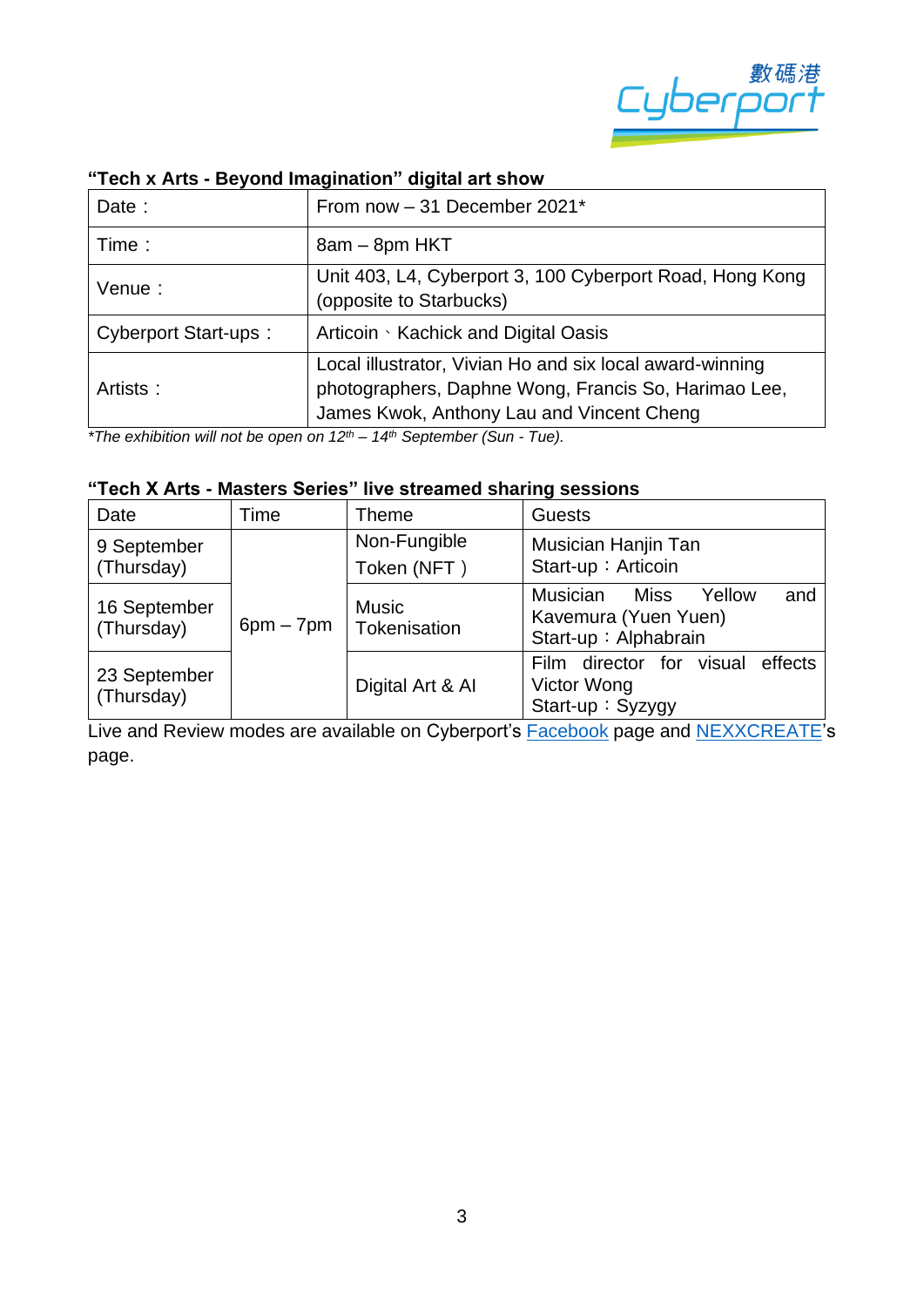**"Tech x Arts - Beyond Imagination" digital art show**

| | |
|---|---|
| Date： | From now – 31 December 2021* |
| Time： | 8am – 8pm HKT |
| Venue： | Unit 403, L4, Cyberport 3, 100 Cyberport Road, Hong Kong (opposite to Starbucks) |
| Cyberport Start-ups： | Articoin、Kachick and Digital Oasis |
| Artists： | Local illustrator, Vivian Ho and six local award-winning photographers, Daphne Wong, Francis So, Harimao Lee, James Kwok, Anthony Lau and Vincent Cheng |

*\*The exhibition will not be open on 12th – 14th September (Sun - Tue).*

**"Tech X Arts - Masters Series" live streamed sharing sessions**

| Date | Time | Theme | Guests |
|---|---|---|---|
| 9 September (Thursday) | 6pm – 7pm | Non-Fungible Token (NFT） | Musician Hanjin Tan<br>Start-up：Articoin |
| 16 September (Thursday) | 6pm – 7pm | Music Tokenisation | Musician Miss Yellow and Kavemura (Yuen Yuen)<br>Start-up：Alphabrain |
| 23 September (Thursday) | 6pm – 7pm | Digital Art & AI | Film director for visual effects Victor Wong<br>Start-up：Syzygy |

Live and Review modes are available on Cyberport's Facebook page and NEXXCREATE's page.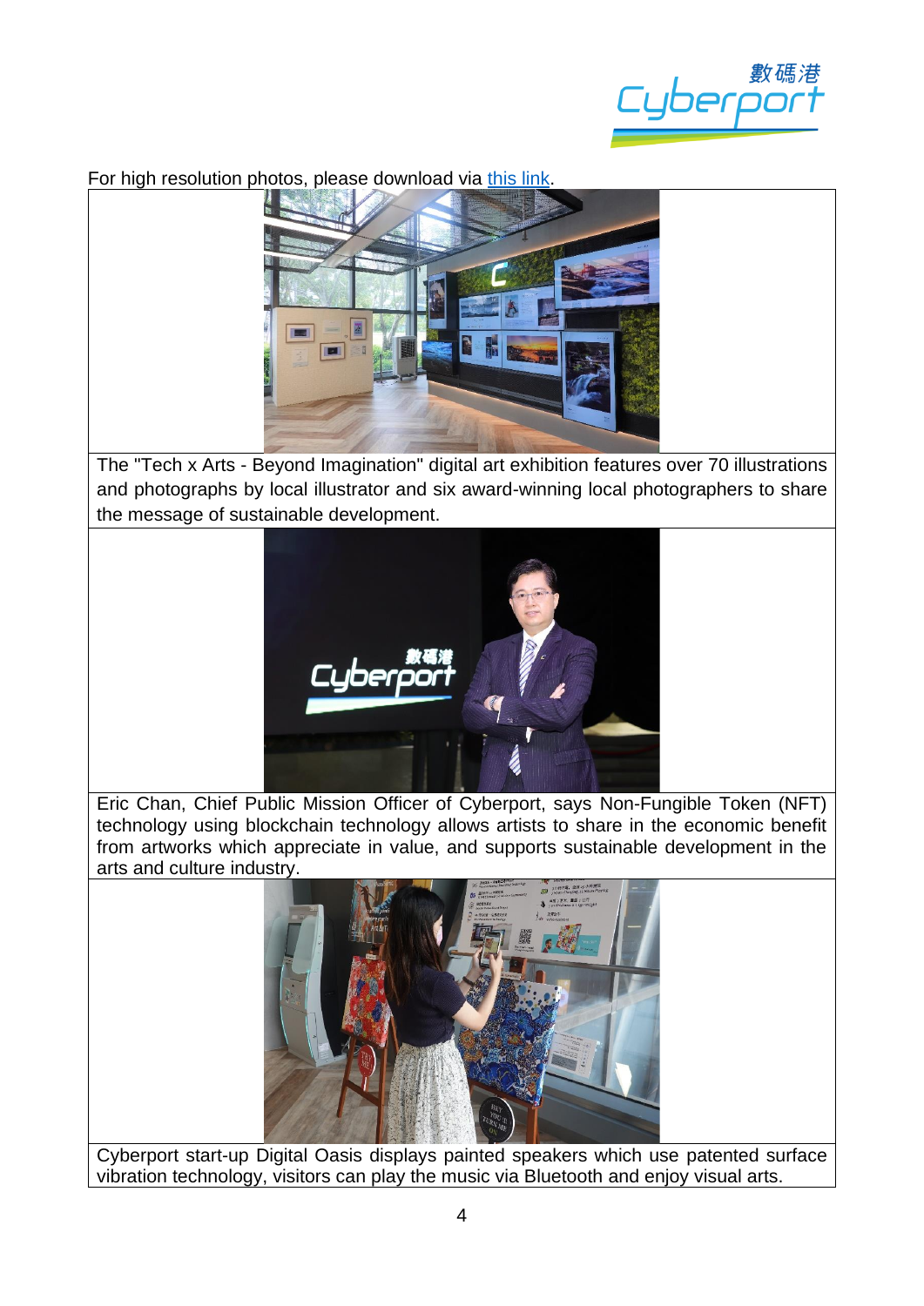For high resolution photos, please download via [this link](#).

The "Tech x Arts - Beyond Imagination" digital art exhibition features over 70 illustrations and photographs by local illustrator and six award-winning local photographers to share the message of sustainable development.

Eric Chan, Chief Public Mission Officer of Cyberport, says Non-Fungible Token (NFT) technology using blockchain technology allows artists to share in the economic benefit from artworks which appreciate in value, and supports sustainable development in the arts and culture industry.

Cyberport start-up Digital Oasis displays painted speakers which use patented surface vibration technology, visitors can play the music via Bluetooth and enjoy visual arts.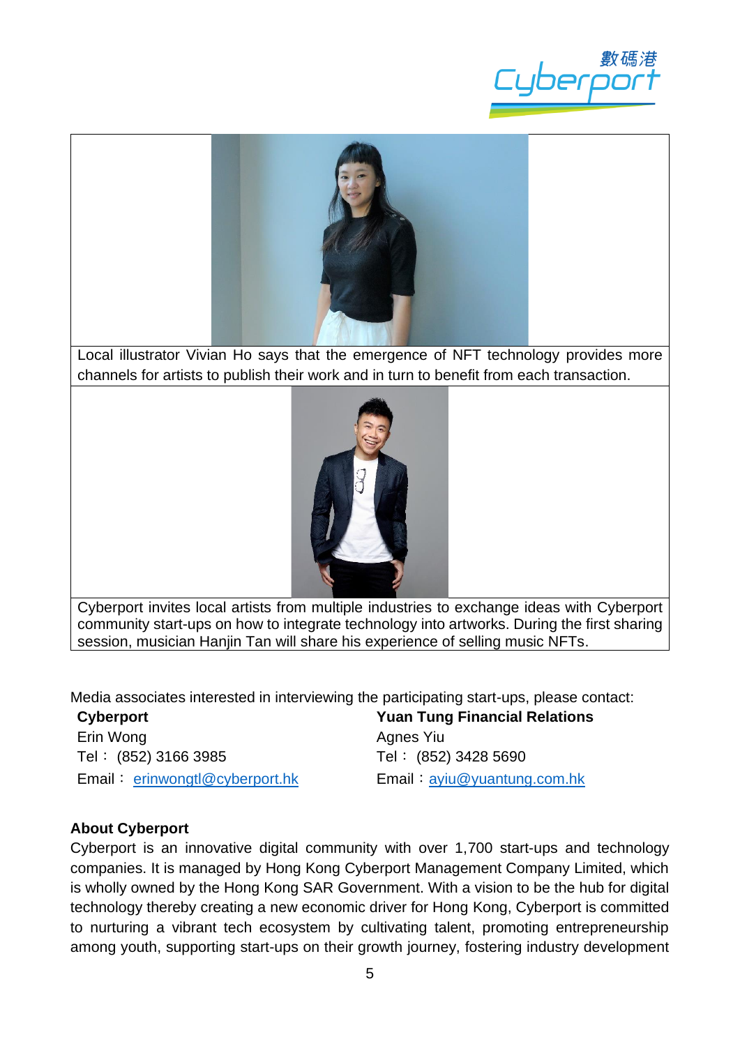Local illustrator Vivian Ho says that the emergence of NFT technology provides more channels for artists to publish their work and in turn to benefit from each transaction.

Cyberport invites local artists from multiple industries to exchange ideas with Cyberport community start-ups on how to integrate technology into artworks. During the first sharing session, musician Hanjin Tan will share his experience of selling music NFTs.

Media associates interested in interviewing the participating start-ups, please contact:

| **Cyberport** | **Yuan Tung Financial Relations** |
|---|---|
| Erin Wong | Agnes Yiu |
| Tel： (852) 3166 3985 | Tel： (852) 3428 5690 |
| Email： erinwongtl@cyberport.hk | Email：ayiu@yuantung.com.hk |

**About Cyberport**

Cyberport is an innovative digital community with over 1,700 start-ups and technology companies. It is managed by Hong Kong Cyberport Management Company Limited, which is wholly owned by the Hong Kong SAR Government. With a vision to be the hub for digital technology thereby creating a new economic driver for Hong Kong, Cyberport is committed to nurturing a vibrant tech ecosystem by cultivating talent, promoting entrepreneurship among youth, supporting start-ups on their growth journey, fostering industry development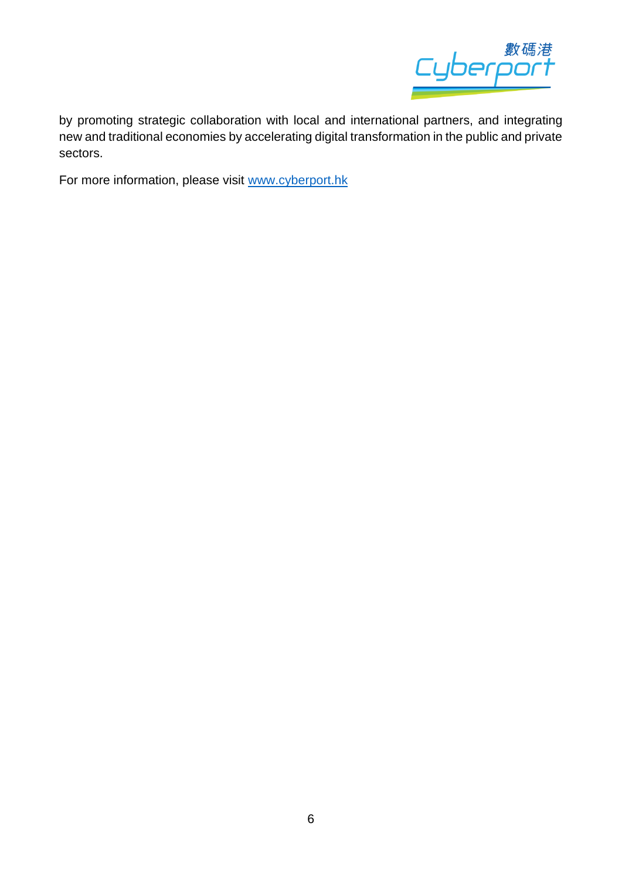by promoting strategic collaboration with local and international partners, and integrating new and traditional economies by accelerating digital transformation in the public and private sectors.

For more information, please visit [www.cyberport.hk](http://www.cyberport.hk)